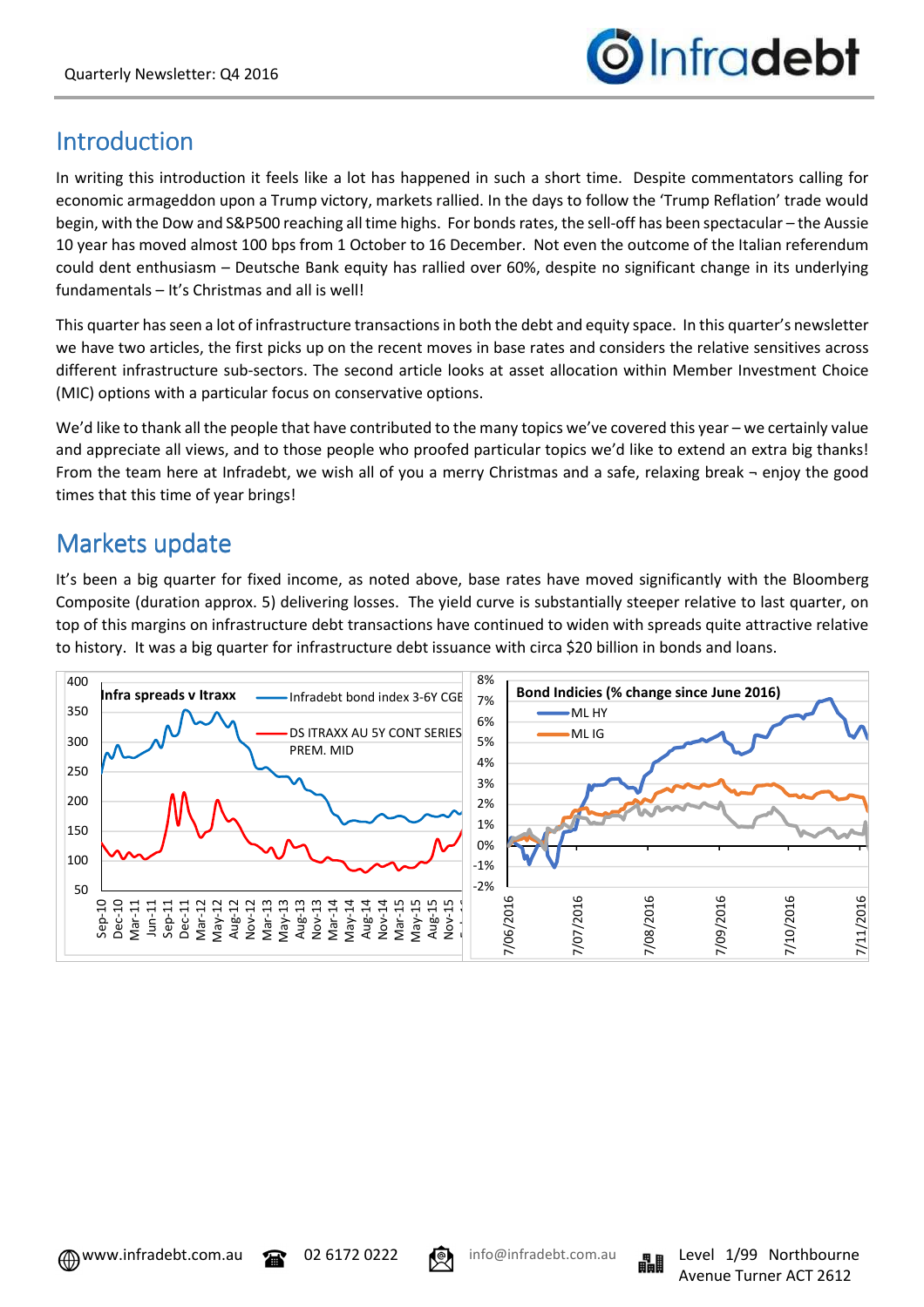## Introduction

In writing this introduction it feels like a lot has happened in such a short time. Despite commentators calling for economic armageddon upon a Trump victory, markets rallied. In the days to follow the 'Trump Reflation' trade would begin, with the Dow and S&P500 reaching all time highs. For bonds rates, the sell-off has been spectacular – the Aussie 10 year has moved almost 100 bps from 1 October to 16 December. Not even the outcome of the Italian referendum could dent enthusiasm – Deutsche Bank equity has rallied over 60%, despite no significant change in its underlying fundamentals – It's Christmas and all is well!

This quarter has seen a lot of infrastructure transactions in both the debt and equity space. In this quarter's newsletter we have two articles, the first picks up on the recent moves in base rates and considers the relative sensitives across different infrastructure sub-sectors. The second article looks at asset allocation within Member Investment Choice (MIC) options with a particular focus on conservative options.

We'd like to thank all the people that have contributed to the many topics we've covered this year – we certainly value and appreciate all views, and to those people who proofed particular topics we'd like to extend an extra big thanks! From the team here at Infradebt, we wish all of you a merry Christmas and a safe, relaxing break ¬ enjoy the good times that this time of year brings!

## Markets update

It's been a big quarter for fixed income, as noted above, base rates have moved significantly with the Bloomberg Composite (duration approx. 5) delivering losses. The yield curve is substantially steeper relative to last quarter, on top of this margins on infrastructure debt transactions have continued to widen with spreads quite attractive relative to history. It was a big quarter for infrastructure debt issuance with circa $20 billion in bonds and loans.

**Infra spreads v Itraxx**

**Bond Indicies (% change since June 2016)**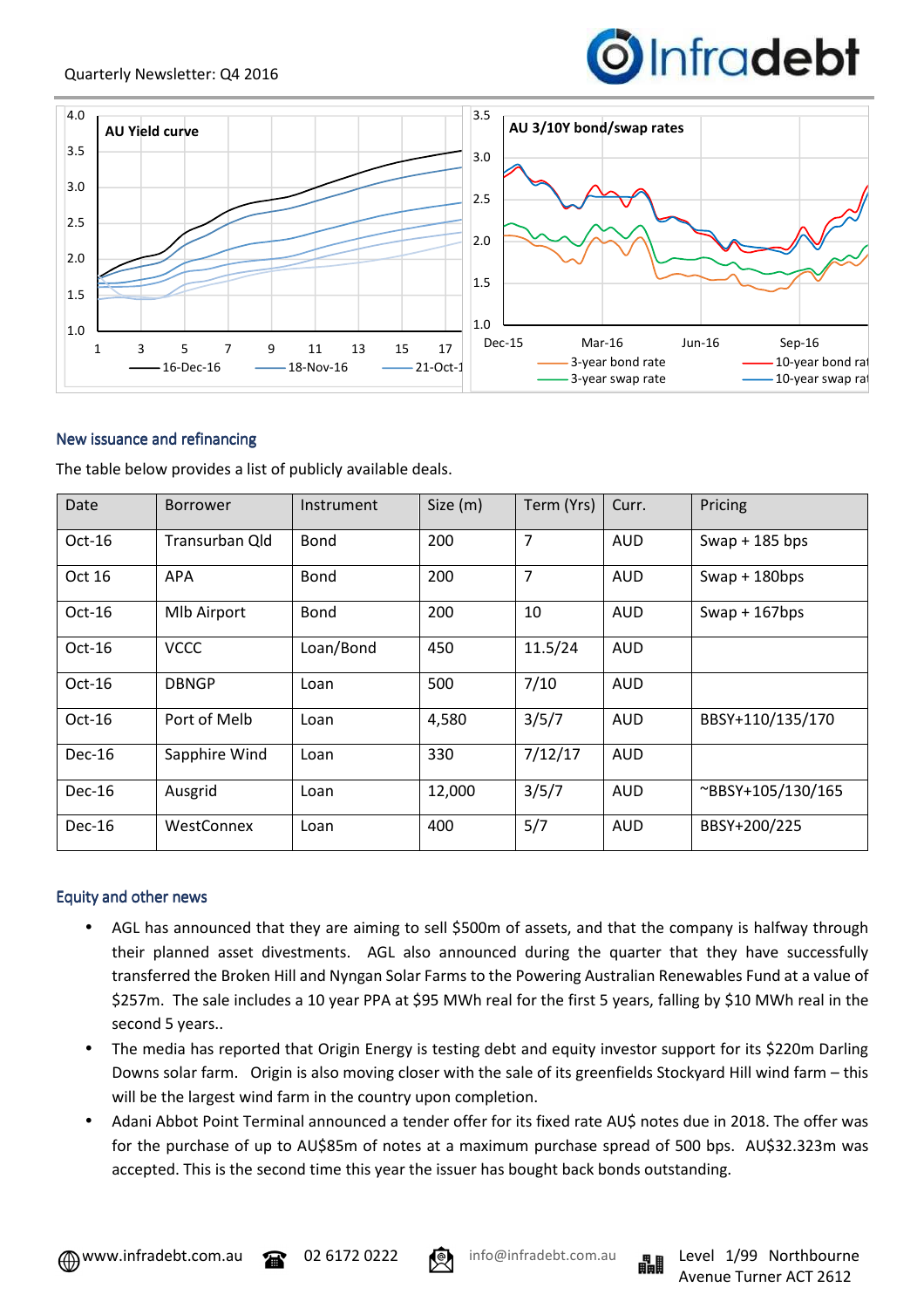## New issuance and refinancing

The table below provides a list of publicly available deals.

| Date | Borrower | Instrument | Size (m) | Term (Yrs) | Curr. | Pricing |
|---|---|---|---|---|---|---|
| Oct-16 | Transurban Qld | Bond | 200 | 7 | AUD | Swap + 185 bps |
| Oct 16 | APA | Bond | 200 | 7 | AUD | Swap + 180bps |
| Oct-16 | Mlb Airport | Bond | 200 | 10 | AUD | Swap + 167bps |
| Oct-16 | VCCC | Loan/Bond | 450 | 11.5/24 | AUD | |
| Oct-16 | DBNGP | Loan | 500 | 7/10 | AUD | |
| Oct-16 | Port of Melb | Loan | 4,580 | 3/5/7 | AUD | BBSY+110/135/170 |
| Dec-16 | Sapphire Wind | Loan | 330 | 7/12/17 | AUD | |
| Dec-16 | Ausgrid | Loan | 12,000 | 3/5/7 | AUD | ~BBSY+105/130/165 |
| Dec-16 | WestConnex | Loan | 400 | 5/7 | AUD | BBSY+200/225 |

## Equity and other news

- AGL has announced that they are aiming to sell $500m of assets, and that the company is halfway through their planned asset divestments. AGL also announced during the quarter that they have successfully transferred the Broken Hill and Nyngan Solar Farms to the Powering Australian Renewables Fund at a value of $257m. The sale includes a 10 year PPA at $95 MWh real for the first 5 years, falling by $10 MWh real in the second 5 years..
- The media has reported that Origin Energy is testing debt and equity investor support for its $220m Darling Downs solar farm. Origin is also moving closer with the sale of its greenfields Stockyard Hill wind farm – this will be the largest wind farm in the country upon completion.
- Adani Abbot Point Terminal announced a tender offer for its fixed rate AU$ notes due in 2018. The offer was for the purchase of up to AU$85m of notes at a maximum purchase spread of 500 bps. AU$32.323m was accepted. This is the second time this year the issuer has bought back bonds outstanding.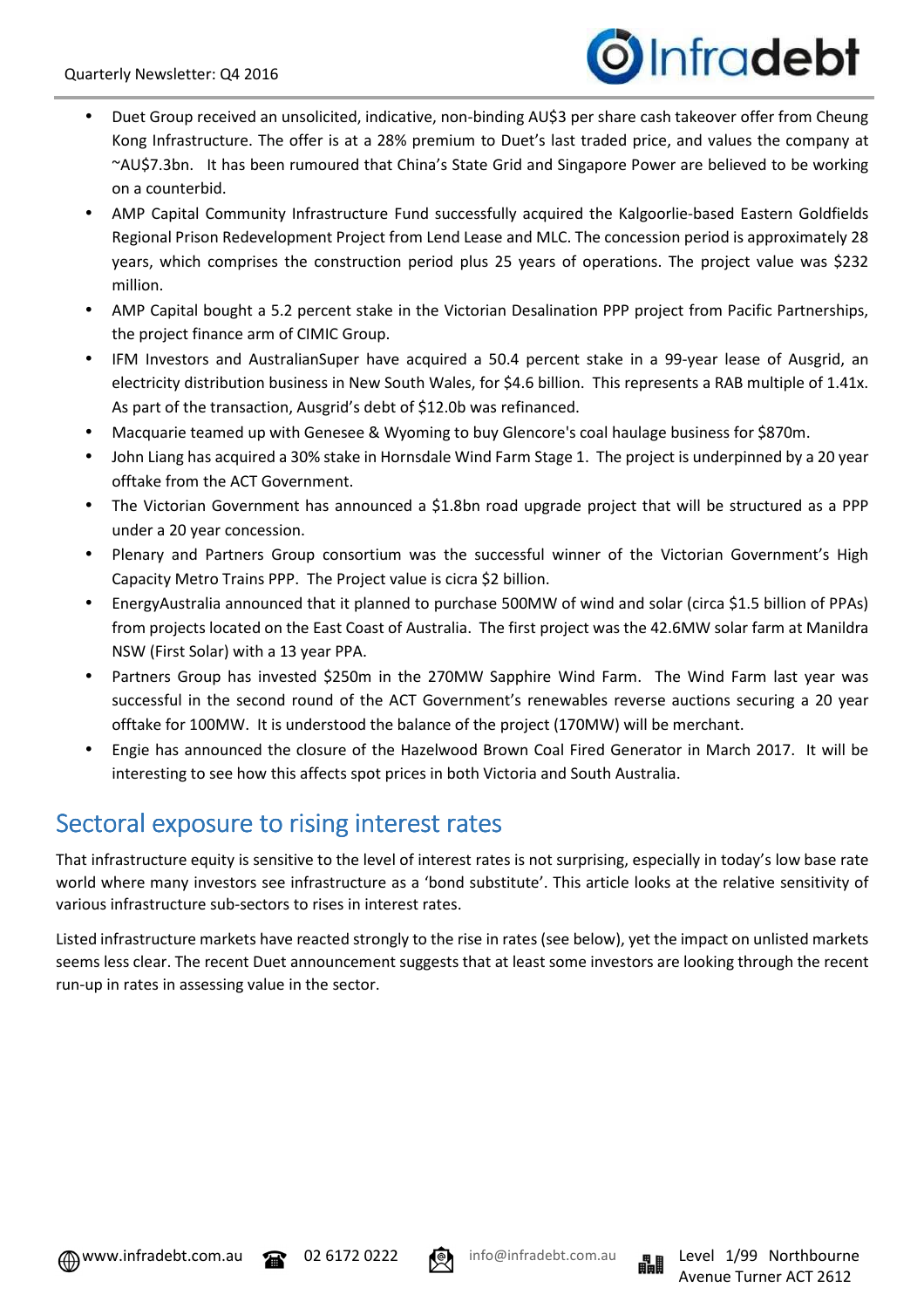- Duet Group received an unsolicited, indicative, non-binding AU$3 per share cash takeover offer from Cheung Kong Infrastructure. The offer is at a 28% premium to Duet's last traded price, and values the company at ~AU$7.3bn. It has been rumoured that China's State Grid and Singapore Power are believed to be working on a counterbid.
- AMP Capital Community Infrastructure Fund successfully acquired the Kalgoorlie-based Eastern Goldfields Regional Prison Redevelopment Project from Lend Lease and MLC. The concession period is approximately 28 years, which comprises the construction period plus 25 years of operations. The project value was $232 million.
- AMP Capital bought a 5.2 percent stake in the Victorian Desalination PPP project from Pacific Partnerships, the project finance arm of CIMIC Group.
- IFM Investors and AustralianSuper have acquired a 50.4 percent stake in a 99-year lease of Ausgrid, an electricity distribution business in New South Wales, for $4.6 billion. This represents a RAB multiple of 1.41x. As part of the transaction, Ausgrid's debt of $12.0b was refinanced.
- Macquarie teamed up with Genesee & Wyoming to buy Glencore's coal haulage business for $870m.
- John Liang has acquired a 30% stake in Hornsdale Wind Farm Stage 1. The project is underpinned by a 20 year offtake from the ACT Government.
- The Victorian Government has announced a $1.8bn road upgrade project that will be structured as a PPP under a 20 year concession.
- Plenary and Partners Group consortium was the successful winner of the Victorian Government's High Capacity Metro Trains PPP. The Project value is circra $2 billion.
- EnergyAustralia announced that it planned to purchase 500MW of wind and solar (circa $1.5 billion of PPAs) from projects located on the East Coast of Australia. The first project was the 42.6MW solar farm at Manildra NSW (First Solar) with a 13 year PPA.
- Partners Group has invested $250m in the 270MW Sapphire Wind Farm. The Wind Farm last year was successful in the second round of the ACT Government's renewables reverse auctions securing a 20 year offtake for 100MW. It is understood the balance of the project (170MW) will be merchant.
- Engie has announced the closure of the Hazelwood Brown Coal Fired Generator in March 2017. It will be interesting to see how this affects spot prices in both Victoria and South Australia.

## Sectoral exposure to rising interest rates

That infrastructure equity is sensitive to the level of interest rates is not surprising, especially in today's low base rate world where many investors see infrastructure as a 'bond substitute'. This article looks at the relative sensitivity of various infrastructure sub-sectors to rises in interest rates.

Listed infrastructure markets have reacted strongly to the rise in rates (see below), yet the impact on unlisted markets seems less clear. The recent Duet announcement suggests that at least some investors are looking through the recent run-up in rates in assessing value in the sector.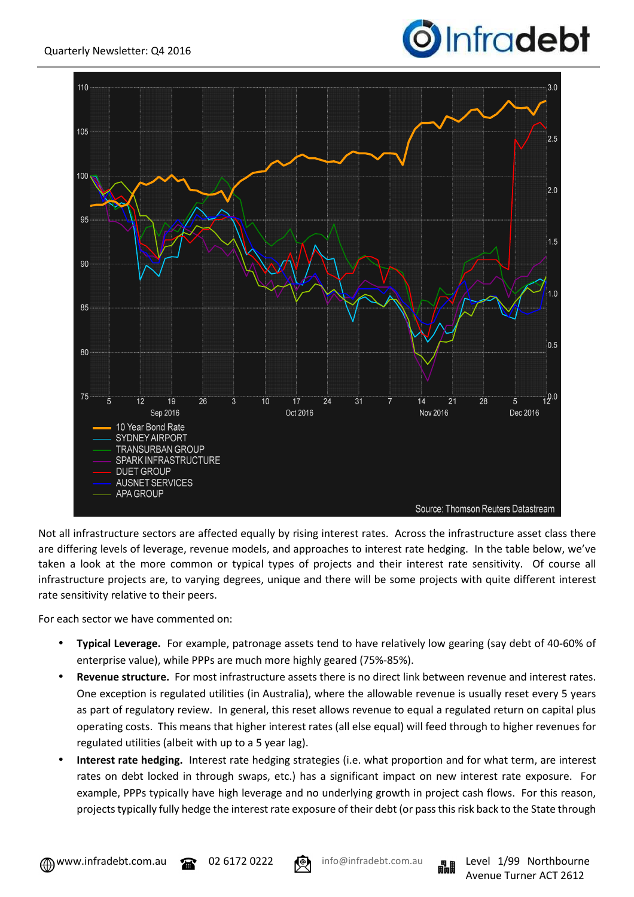Not all infrastructure sectors are affected equally by rising interest rates. Across the infrastructure asset class there are differing levels of leverage, revenue models, and approaches to interest rate hedging. In the table below, we've taken a look at the more common or typical types of projects and their interest rate sensitivity. Of course all infrastructure projects are, to varying degrees, unique and there will be some projects with quite different interest rate sensitivity relative to their peers.

For each sector we have commented on:

- **Typical Leverage.** For example, patronage assets tend to have relatively low gearing (say debt of 40-60% of enterprise value), while PPPs are much more highly geared (75%-85%).
- **Revenue structure.** For most infrastructure assets there is no direct link between revenue and interest rates. One exception is regulated utilities (in Australia), where the allowable revenue is usually reset every 5 years as part of regulatory review. In general, this reset allows revenue to equal a regulated return on capital plus operating costs. This means that higher interest rates (all else equal) will feed through to higher revenues for regulated utilities (albeit with up to a 5 year lag).
- **Interest rate hedging.** Interest rate hedging strategies (i.e. what proportion and for what term, are interest rates on debt locked in through swaps, etc.) has a significant impact on new interest rate exposure. For example, PPPs typically have high leverage and no underlying growth in project cash flows. For this reason, projects typically fully hedge the interest rate exposure of their debt (or pass this risk back to the State through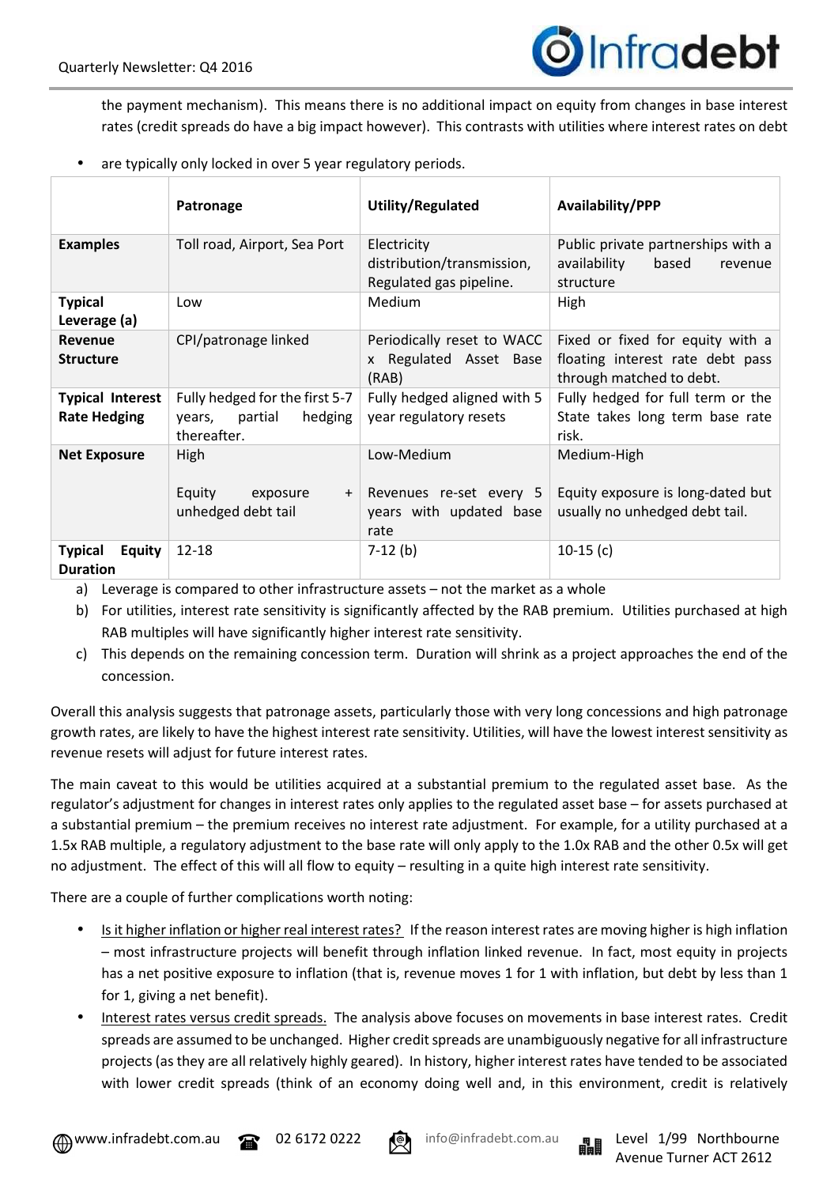the payment mechanism). This means there is no additional impact on equity from changes in base interest rates (credit spreads do have a big impact however). This contrasts with utilities where interest rates on debt

- are typically only locked in over 5 year regulatory periods.

| | **Patronage** | **Utility/Regulated** | **Availability/PPP** |
|---|---|---|---|
| **Examples** | Toll road, Airport, Sea Port | Electricity distribution/transmission, Regulated gas pipeline. | Public private partnerships with a availability based revenue structure |
| **Typical Leverage (a)** | Low | Medium | High |
| **Revenue Structure** | CPI/patronage linked | Periodically reset to WACC x Regulated Asset Base (RAB) | Fixed or fixed for equity with a floating interest rate debt pass through matched to debt. |
| **Typical Interest Rate Hedging** | Fully hedged for the first 5-7 years, partial hedging thereafter. | Fully hedged aligned with 5 year regulatory resets | Fully hedged for full term or the State takes long term base rate risk. |
| **Net Exposure** | High<br><br>Equity exposure + unhedged debt tail | Low-Medium<br><br>Revenues re-set every 5 years with updated base rate | Medium-High<br><br>Equity exposure is long-dated but usually no unhedged debt tail. |
| **Typical Equity Duration** | 12-18 | 7-12 (b) | 10-15 (c) |

a) Leverage is compared to other infrastructure assets – not the market as a whole
b) For utilities, interest rate sensitivity is significantly affected by the RAB premium. Utilities purchased at high RAB multiples will have significantly higher interest rate sensitivity.
c) This depends on the remaining concession term. Duration will shrink as a project approaches the end of the concession.

Overall this analysis suggests that patronage assets, particularly those with very long concessions and high patronage growth rates, are likely to have the highest interest rate sensitivity. Utilities, will have the lowest interest sensitivity as revenue resets will adjust for future interest rates.

The main caveat to this would be utilities acquired at a substantial premium to the regulated asset base. As the regulator's adjustment for changes in interest rates only applies to the regulated asset base – for assets purchased at a substantial premium – the premium receives no interest rate adjustment. For example, for a utility purchased at a 1.5x RAB multiple, a regulatory adjustment to the base rate will only apply to the 1.0x RAB and the other 0.5x will get no adjustment. The effect of this will all flow to equity – resulting in a quite high interest rate sensitivity.

There are a couple of further complications worth noting:

- Is it higher inflation or higher real interest rates? If the reason interest rates are moving higher is high inflation – most infrastructure projects will benefit through inflation linked revenue. In fact, most equity in projects has a net positive exposure to inflation (that is, revenue moves 1 for 1 with inflation, but debt by less than 1 for 1, giving a net benefit).
- Interest rates versus credit spreads. The analysis above focuses on movements in base interest rates. Credit spreads are assumed to be unchanged. Higher credit spreads are unambiguously negative for all infrastructure projects (as they are all relatively highly geared). In history, higher interest rates have tended to be associated with lower credit spreads (think of an economy doing well and, in this environment, credit is relatively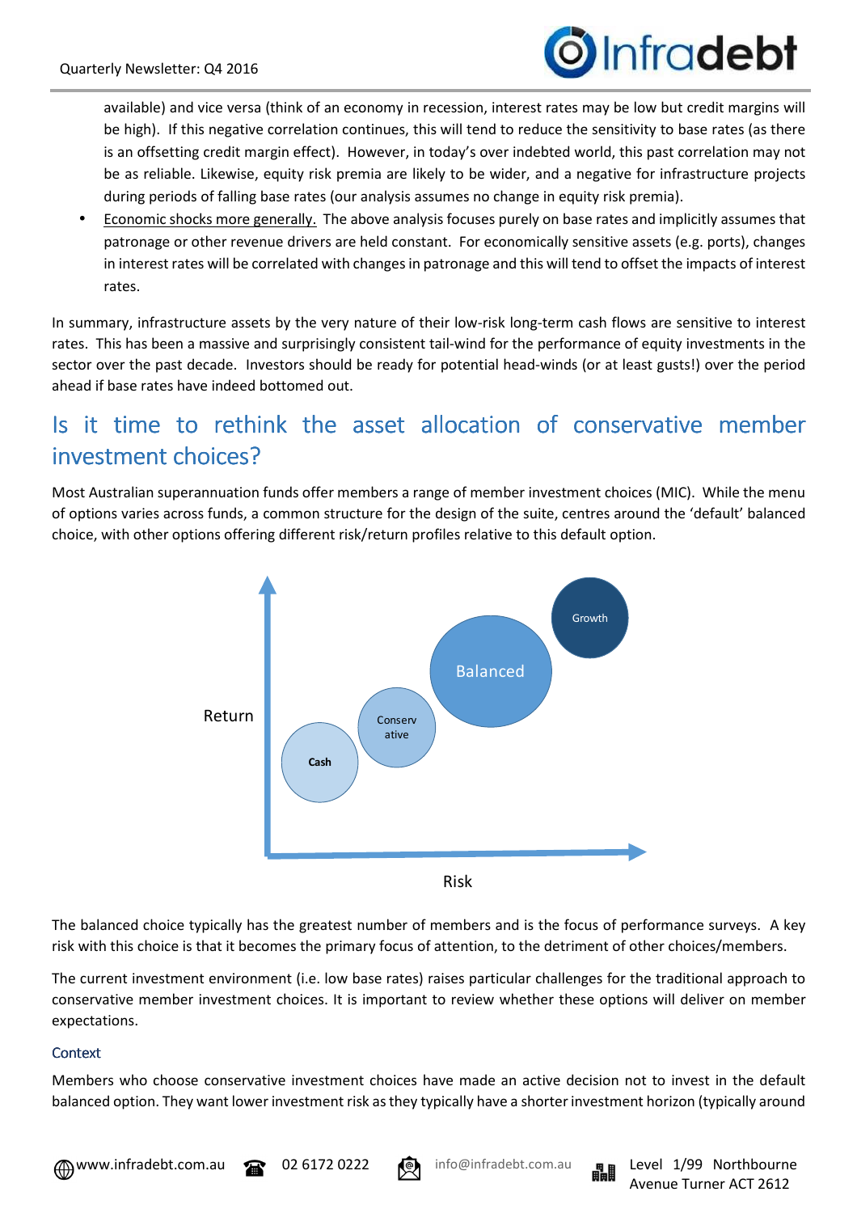available) and vice versa (think of an economy in recession, interest rates may be low but credit margins will be high). If this negative correlation continues, this will tend to reduce the sensitivity to base rates (as there is an offsetting credit margin effect). However, in today's over indebted world, this past correlation may not be as reliable. Likewise, equity risk premia are likely to be wider, and a negative for infrastructure projects during periods of falling base rates (our analysis assumes no change in equity risk premia).

- Economic shocks more generally. The above analysis focuses purely on base rates and implicitly assumes that patronage or other revenue drivers are held constant. For economically sensitive assets (e.g. ports), changes in interest rates will be correlated with changes in patronage and this will tend to offset the impacts of interest rates.

In summary, infrastructure assets by the very nature of their low-risk long-term cash flows are sensitive to interest rates. This has been a massive and surprisingly consistent tail-wind for the performance of equity investments in the sector over the past decade. Investors should be ready for potential head-winds (or at least gusts!) over the period ahead if base rates have indeed bottomed out.

## Is it time to rethink the asset allocation of conservative member investment choices?

Most Australian superannuation funds offer members a range of member investment choices (MIC). While the menu of options varies across funds, a common structure for the design of the suite, centres around the 'default' balanced choice, with other options offering different risk/return profiles relative to this default option.

The balanced choice typically has the greatest number of members and is the focus of performance surveys. A key risk with this choice is that it becomes the primary focus of attention, to the detriment of other choices/members.

The current investment environment (i.e. low base rates) raises particular challenges for the traditional approach to conservative member investment choices. It is important to review whether these options will deliver on member expectations.

### Context

Members who choose conservative investment choices have made an active decision not to invest in the default balanced option. They want lower investment risk as they typically have a shorter investment horizon (typically around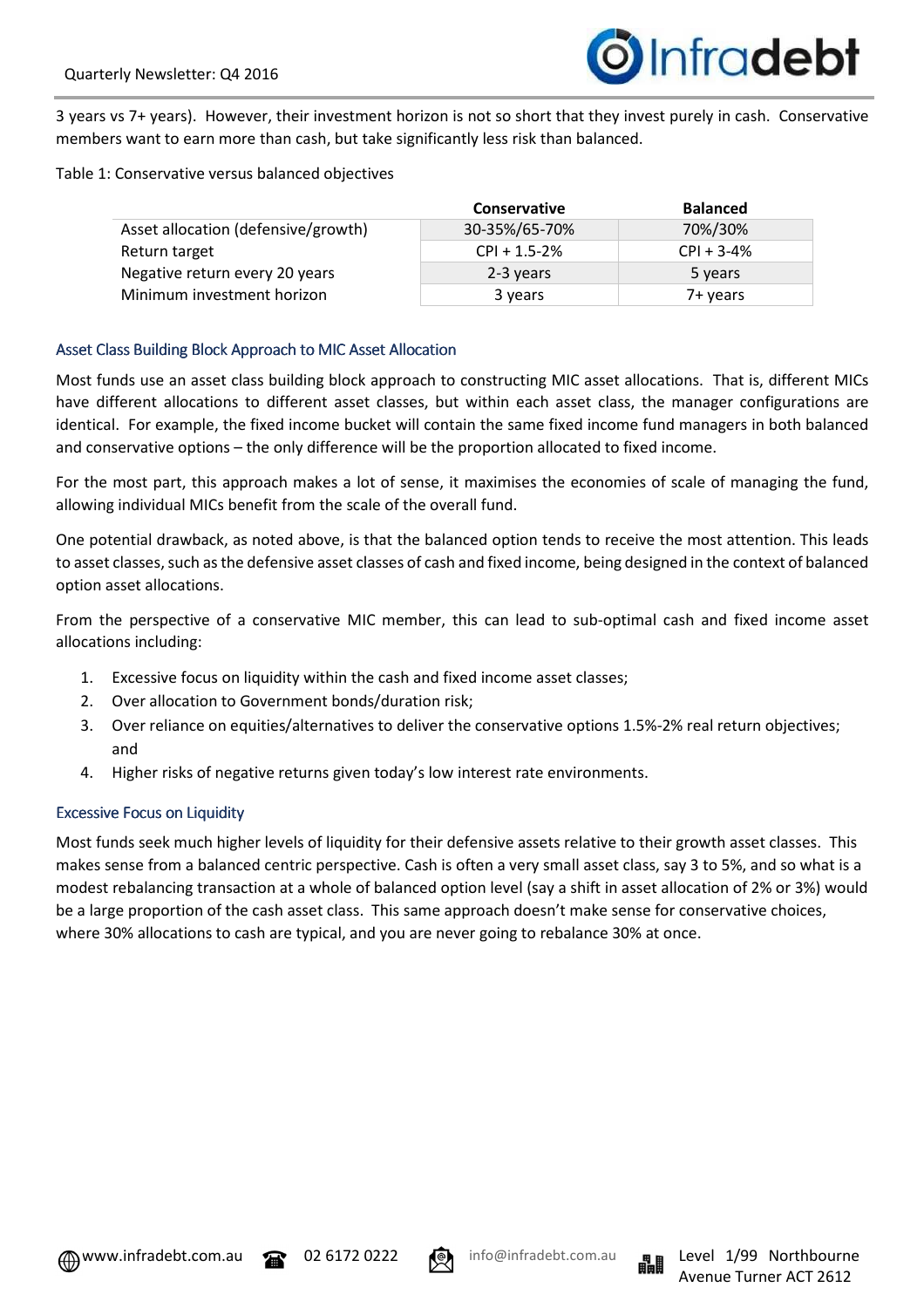3 years vs 7+ years). However, their investment horizon is not so short that they invest purely in cash. Conservative members want to earn more than cash, but take significantly less risk than balanced.

Table 1: Conservative versus balanced objectives

| | Conservative | Balanced |
|---|---|---|
| Asset allocation (defensive/growth) | 30-35%/65-70% | 70%/30% |
| Return target | CPI + 1.5-2% | CPI + 3-4% |
| Negative return every 20 years | 2-3 years | 5 years |
| Minimum investment horizon | 3 years | 7+ years |

## Asset Class Building Block Approach to MIC Asset Allocation

Most funds use an asset class building block approach to constructing MIC asset allocations. That is, different MICs have different allocations to different asset classes, but within each asset class, the manager configurations are identical. For example, the fixed income bucket will contain the same fixed income fund managers in both balanced and conservative options – the only difference will be the proportion allocated to fixed income.

For the most part, this approach makes a lot of sense, it maximises the economies of scale of managing the fund, allowing individual MICs benefit from the scale of the overall fund.

One potential drawback, as noted above, is that the balanced option tends to receive the most attention. This leads to asset classes, such as the defensive asset classes of cash and fixed income, being designed in the context of balanced option asset allocations.

From the perspective of a conservative MIC member, this can lead to sub-optimal cash and fixed income asset allocations including:

1. Excessive focus on liquidity within the cash and fixed income asset classes;
2. Over allocation to Government bonds/duration risk;
3. Over reliance on equities/alternatives to deliver the conservative options 1.5%-2% real return objectives; and
4. Higher risks of negative returns given today's low interest rate environments.

## Excessive Focus on Liquidity

Most funds seek much higher levels of liquidity for their defensive assets relative to their growth asset classes. This makes sense from a balanced centric perspective. Cash is often a very small asset class, say 3 to 5%, and so what is a modest rebalancing transaction at a whole of balanced option level (say a shift in asset allocation of 2% or 3%) would be a large proportion of the cash asset class. This same approach doesn't make sense for conservative choices, where 30% allocations to cash are typical, and you are never going to rebalance 30% at once.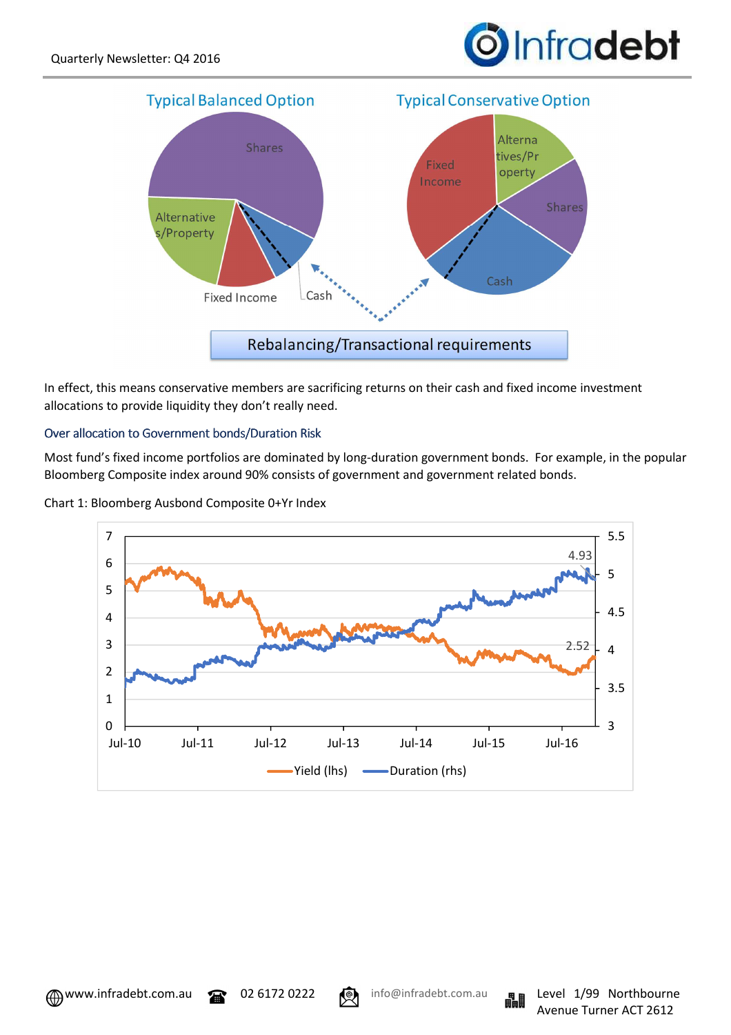In effect, this means conservative members are sacrificing returns on their cash and fixed income investment allocations to provide liquidity they don't really need.

### Over allocation to Government bonds/Duration Risk

Most fund's fixed income portfolios are dominated by long-duration government bonds. For example, in the popular Bloomberg Composite index around 90% consists of government and government related bonds.

Chart 1: Bloomberg Ausbond Composite 0+Yr Index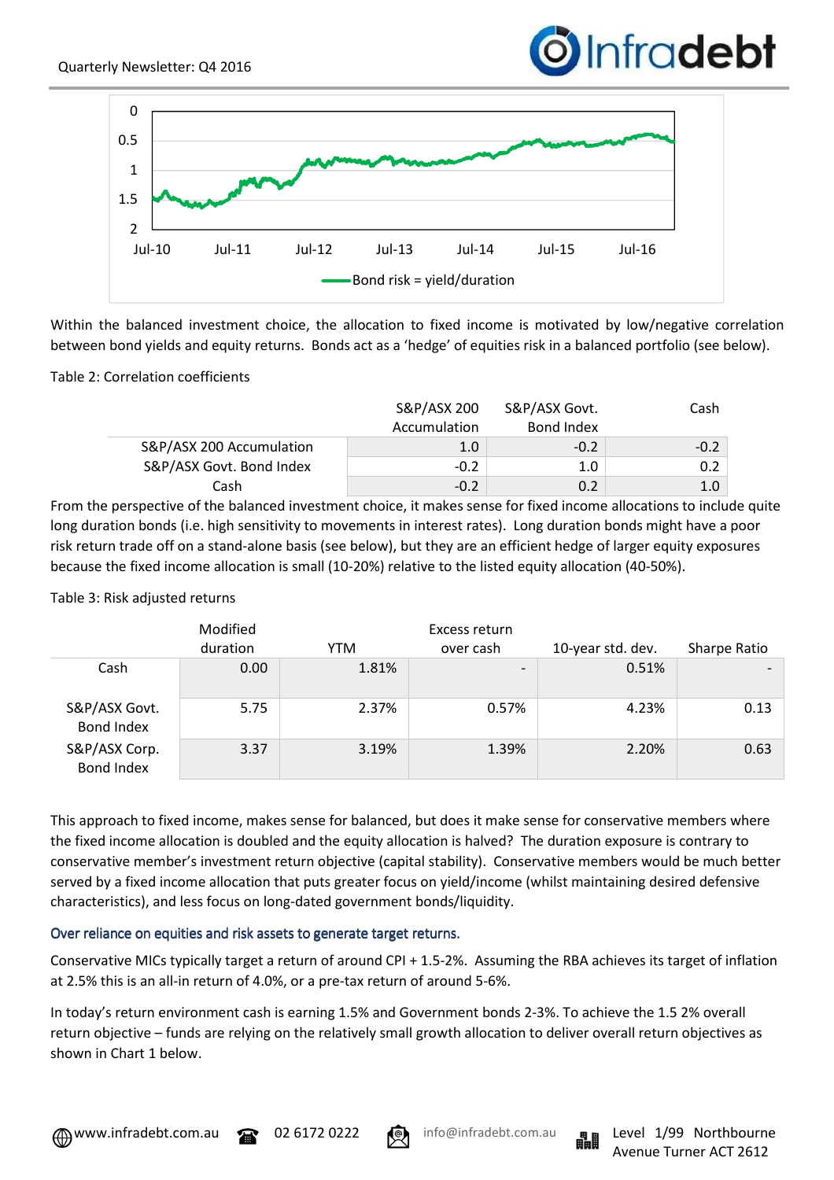Bond risk = yield/duration

Within the balanced investment choice, the allocation to fixed income is motivated by low/negative correlation between bond yields and equity returns. Bonds act as a 'hedge' of equities risk in a balanced portfolio (see below).

Table 2: Correlation coefficients

| | S&P/ASX 200 Accumulation | S&P/ASX Govt. Bond Index | Cash |
|---|---|---|---|
| S&P/ASX 200 Accumulation | 1.0 | -0.2 | -0.2 |
| S&P/ASX Govt. Bond Index | -0.2 | 1.0 | 0.2 |
| Cash | -0.2 | 0.2 | 1.0 |

From the perspective of the balanced investment choice, it makes sense for fixed income allocations to include quite long duration bonds (i.e. high sensitivity to movements in interest rates). Long duration bonds might have a poor risk return trade off on a stand-alone basis (see below), but they are an efficient hedge of larger equity exposures because the fixed income allocation is small (10-20%) relative to the listed equity allocation (40-50%).

Table 3: Risk adjusted returns

| | Modified duration | YTM | Excess return over cash | 10-year std. dev. | Sharpe Ratio |
|---|---|---|---|---|---|
| Cash | 0.00 | 1.81% | - | 0.51% | - |
| S&P/ASX Govt. Bond Index | 5.75 | 2.37% | 0.57% | 4.23% | 0.13 |
| S&P/ASX Corp. Bond Index | 3.37 | 3.19% | 1.39% | 2.20% | 0.63 |

This approach to fixed income, makes sense for balanced, but does it make sense for conservative members where the fixed income allocation is doubled and the equity allocation is halved? The duration exposure is contrary to conservative member's investment return objective (capital stability). Conservative members would be much better served by a fixed income allocation that puts greater focus on yield/income (whilst maintaining desired defensive characteristics), and less focus on long-dated government bonds/liquidity.

### Over reliance on equities and risk assets to generate target returns.

Conservative MICs typically target a return of around CPI + 1.5-2%. Assuming the RBA achieves its target of inflation at 2.5% this is an all-in return of 4.0%, or a pre-tax return of around 5-6%.

In today's return environment cash is earning 1.5% and Government bonds 2-3%. To achieve the 1.5 2% overall return objective – funds are relying on the relatively small growth allocation to deliver overall return objectives as shown in Chart 1 below.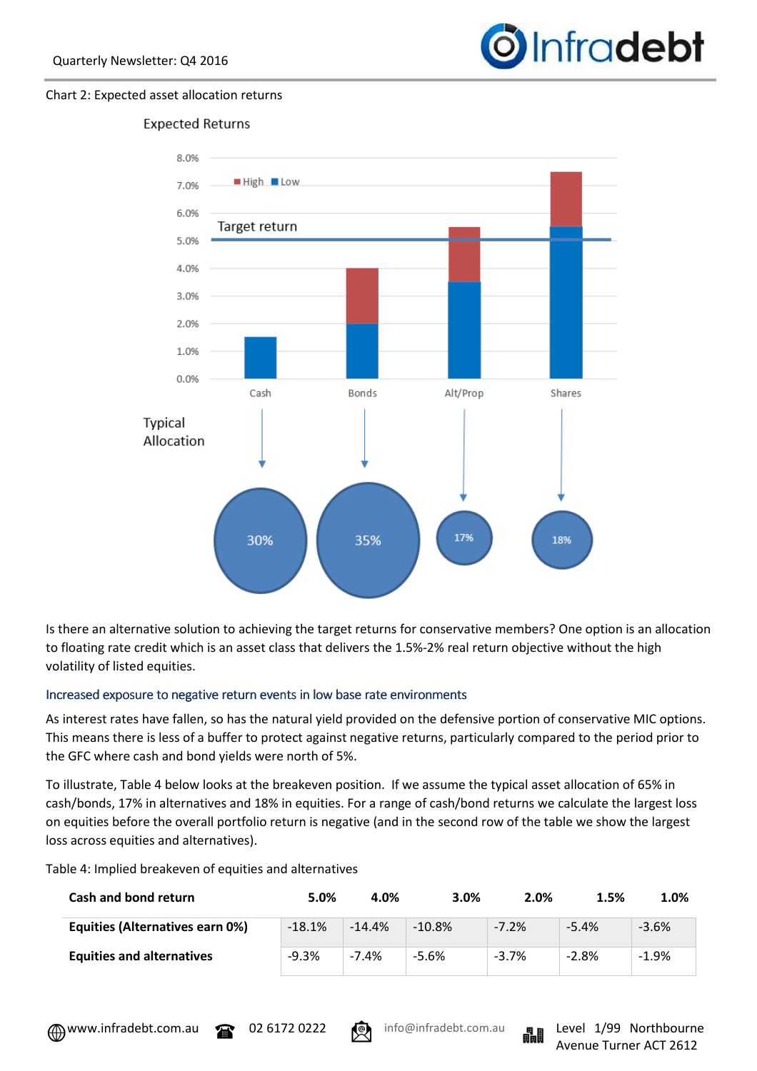Chart 2: Expected asset allocation returns

Is there an alternative solution to achieving the target returns for conservative members? One option is an allocation to floating rate credit which is an asset class that delivers the 1.5%-2% real return objective without the high volatility of listed equities.

### Increased exposure to negative return events in low base rate environments

As interest rates have fallen, so has the natural yield provided on the defensive portion of conservative MIC options. This means there is less of a buffer to protect against negative returns, particularly compared to the period prior to the GFC where cash and bond yields were north of 5%.

To illustrate, Table 4 below looks at the breakeven position. If we assume the typical asset allocation of 65% in cash/bonds, 17% in alternatives and 18% in equities. For a range of cash/bond returns we calculate the largest loss on equities before the overall portfolio return is negative (and in the second row of the table we show the largest loss across equities and alternatives).

Table 4: Implied breakeven of equities and alternatives

| Cash and bond return | 5.0% | 4.0% | 3.0% | 2.0% | 1.5% | 1.0% |
|---|---|---|---|---|---|---|
| **Equities (Alternatives earn 0%)** | -18.1% | -14.4% | -10.8% | -7.2% | -5.4% | -3.6% |
| **Equities and alternatives** | -9.3% | -7.4% | -5.6% | -3.7% | -2.8% | -1.9% |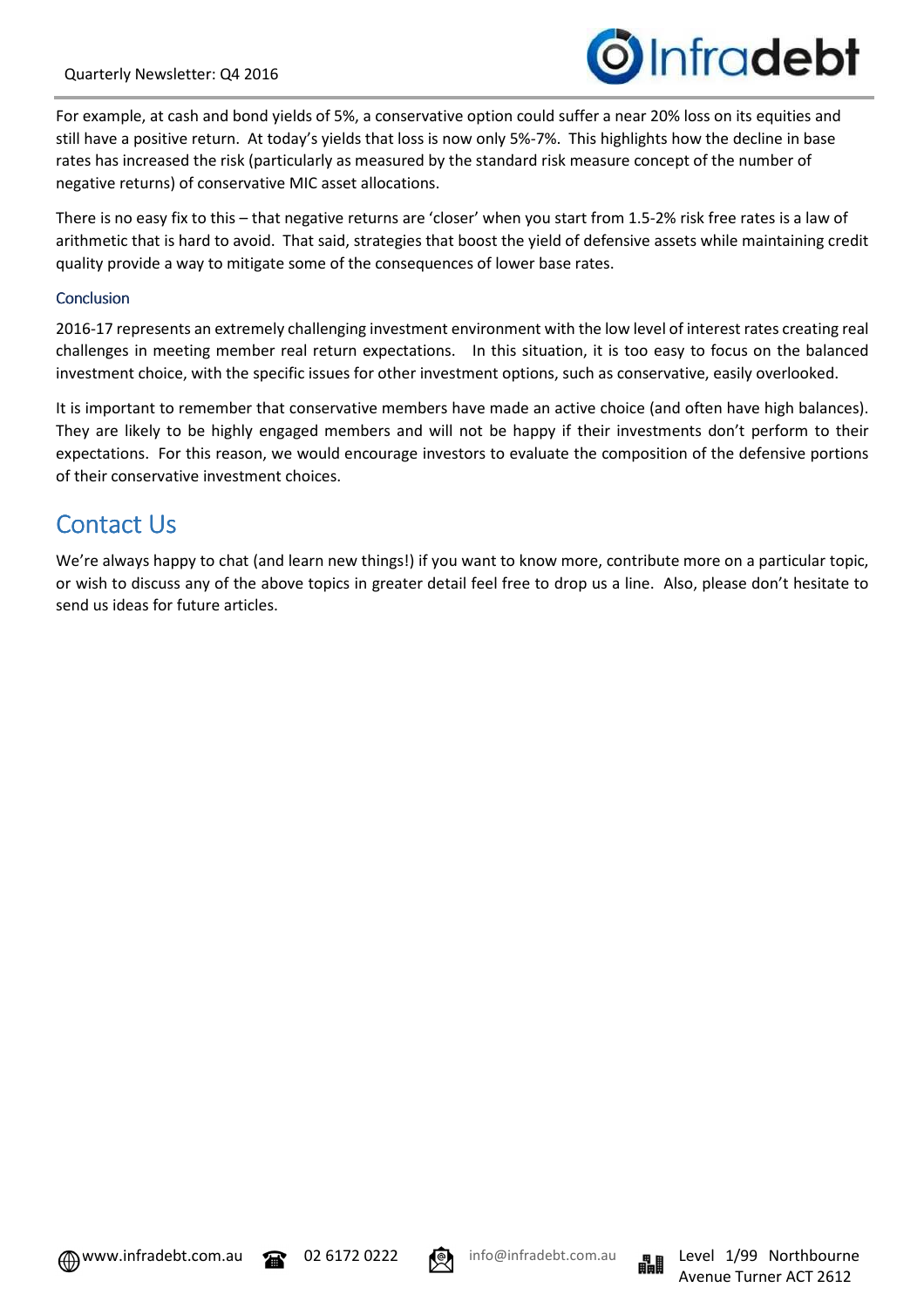For example, at cash and bond yields of 5%, a conservative option could suffer a near 20% loss on its equities and still have a positive return. At today's yields that loss is now only 5%-7%. This highlights how the decline in base rates has increased the risk (particularly as measured by the standard risk measure concept of the number of negative returns) of conservative MIC asset allocations.

There is no easy fix to this – that negative returns are 'closer' when you start from 1.5-2% risk free rates is a law of arithmetic that is hard to avoid. That said, strategies that boost the yield of defensive assets while maintaining credit quality provide a way to mitigate some of the consequences of lower base rates.

### Conclusion

2016-17 represents an extremely challenging investment environment with the low level of interest rates creating real challenges in meeting member real return expectations. In this situation, it is too easy to focus on the balanced investment choice, with the specific issues for other investment options, such as conservative, easily overlooked.

It is important to remember that conservative members have made an active choice (and often have high balances). They are likely to be highly engaged members and will not be happy if their investments don't perform to their expectations. For this reason, we would encourage investors to evaluate the composition of the defensive portions of their conservative investment choices.

## Contact Us

We're always happy to chat (and learn new things!) if you want to know more, contribute more on a particular topic, or wish to discuss any of the above topics in greater detail feel free to drop us a line. Also, please don't hesitate to send us ideas for future articles.

www.infradebt.com.au 02 6172 0222 info@infradebt.com.au Level 1/99 Northbourne Avenue Turner ACT 2612